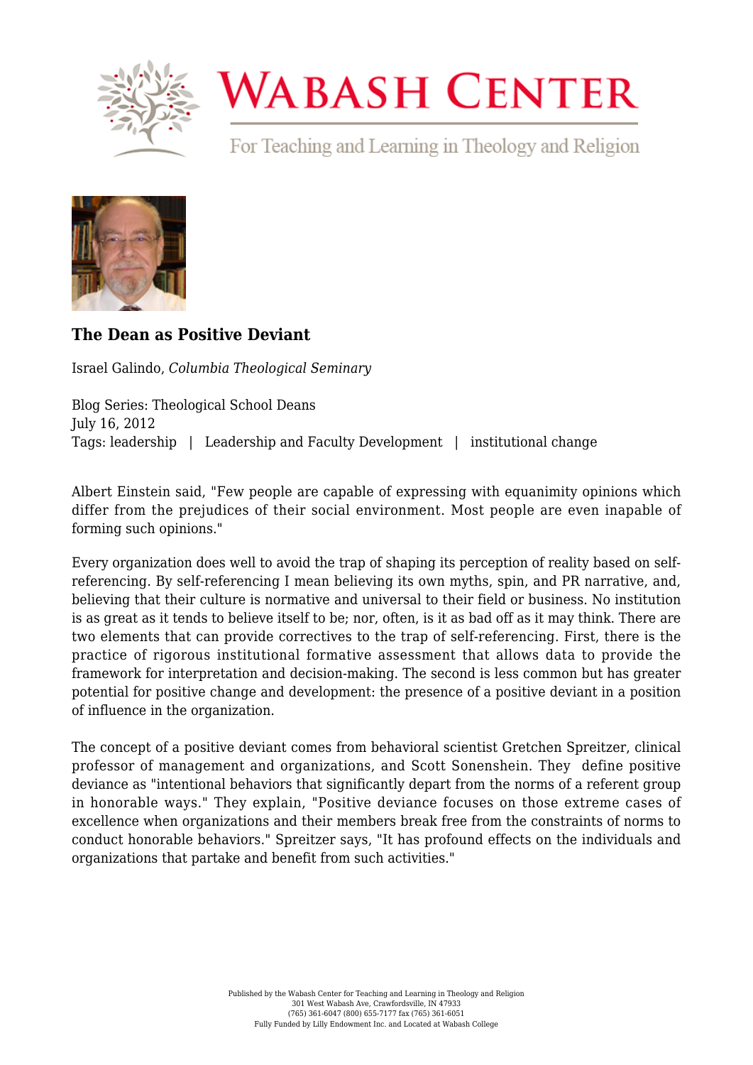# Wabash Center

For Teaching and Learning in Theology and Religion

### The Dean as Positive Deviant

Israel Galindo, *Columbia Theological Seminary*

Blog Series: Theological School Deans
July 16, 2012
Tags: leadership | Leadership and Faculty Development | institutional change

Albert Einstein said, "Few people are capable of expressing with equanimity opinions which differ from the prejudices of their social environment. Most people are even inapable of forming such opinions."

Every organization does well to avoid the trap of shaping its perception of reality based on self-referencing. By self-referencing I mean believing its own myths, spin, and PR narrative, and, believing that their culture is normative and universal to their field or business. No institution is as great as it tends to believe itself to be; nor, often, is it as bad off as it may think. There are two elements that can provide correctives to the trap of self-referencing. First, there is the practice of rigorous institutional formative assessment that allows data to provide the framework for interpretation and decision-making. The second is less common but has greater potential for positive change and development: the presence of a positive deviant in a position of influence in the organization.

The concept of a positive deviant comes from behavioral scientist Gretchen Spreitzer, clinical professor of management and organizations, and Scott Sonenshein. They define positive deviance as "intentional behaviors that significantly depart from the norms of a referent group in honorable ways." They explain, "Positive deviance focuses on those extreme cases of excellence when organizations and their members break free from the constraints of norms to conduct honorable behaviors." Spreitzer says, "It has profound effects on the individuals and organizations that partake and benefit from such activities."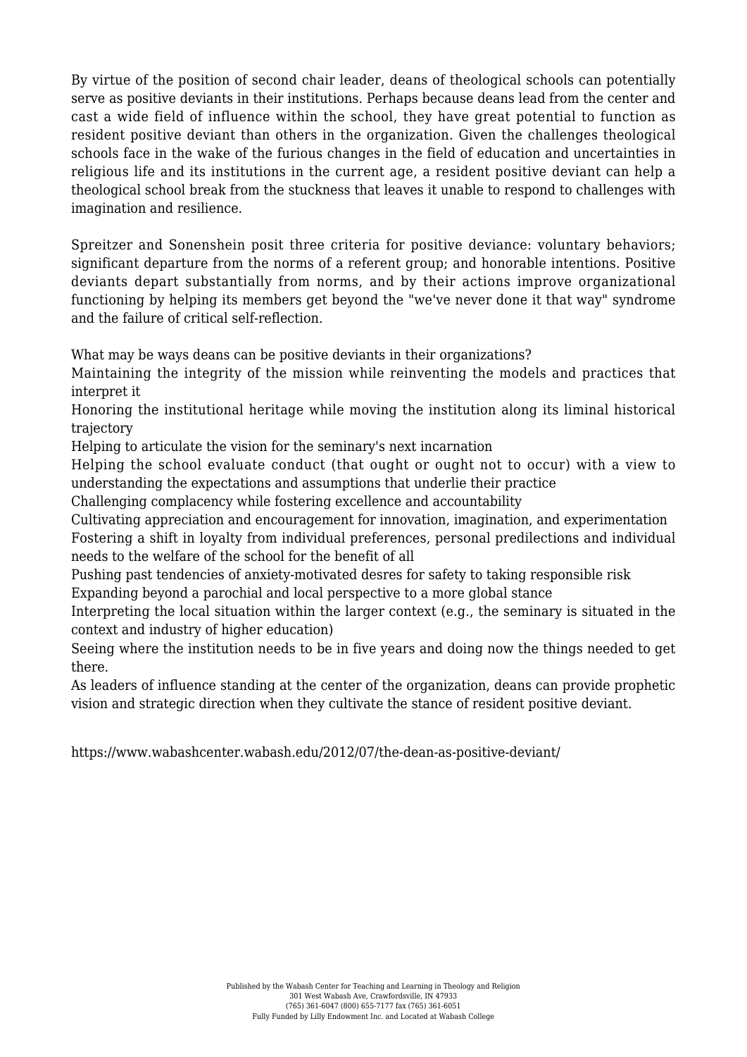By virtue of the position of second chair leader, deans of theological schools can potentially serve as positive deviants in their institutions. Perhaps because deans lead from the center and cast a wide field of influence within the school, they have great potential to function as resident positive deviant than others in the organization. Given the challenges theological schools face in the wake of the furious changes in the field of education and uncertainties in religious life and its institutions in the current age, a resident positive deviant can help a theological school break from the stuckness that leaves it unable to respond to challenges with imagination and resilience.

Spreitzer and Sonenshein posit three criteria for positive deviance: voluntary behaviors; significant departure from the norms of a referent group; and honorable intentions. Positive deviants depart substantially from norms, and by their actions improve organizational functioning by helping its members get beyond the "we've never done it that way" syndrome and the failure of critical self-reflection.

What may be ways deans can be positive deviants in their organizations?

Maintaining the integrity of the mission while reinventing the models and practices that interpret it

Honoring the institutional heritage while moving the institution along its liminal historical trajectory

Helping to articulate the vision for the seminary's next incarnation

Helping the school evaluate conduct (that ought or ought not to occur) with a view to understanding the expectations and assumptions that underlie their practice

Challenging complacency while fostering excellence and accountability

Cultivating appreciation and encouragement for innovation, imagination, and experimentation

Fostering a shift in loyalty from individual preferences, personal predilections and individual needs to the welfare of the school for the benefit of all

Pushing past tendencies of anxiety-motivated desres for safety to taking responsible risk

Expanding beyond a parochial and local perspective to a more global stance

Interpreting the local situation within the larger context (e.g., the seminary is situated in the context and industry of higher education)

Seeing where the institution needs to be in five years and doing now the things needed to get there.

As leaders of influence standing at the center of the organization, deans can provide prophetic vision and strategic direction when they cultivate the stance of resident positive deviant.

https://www.wabashcenter.wabash.edu/2012/07/the-dean-as-positive-deviant/